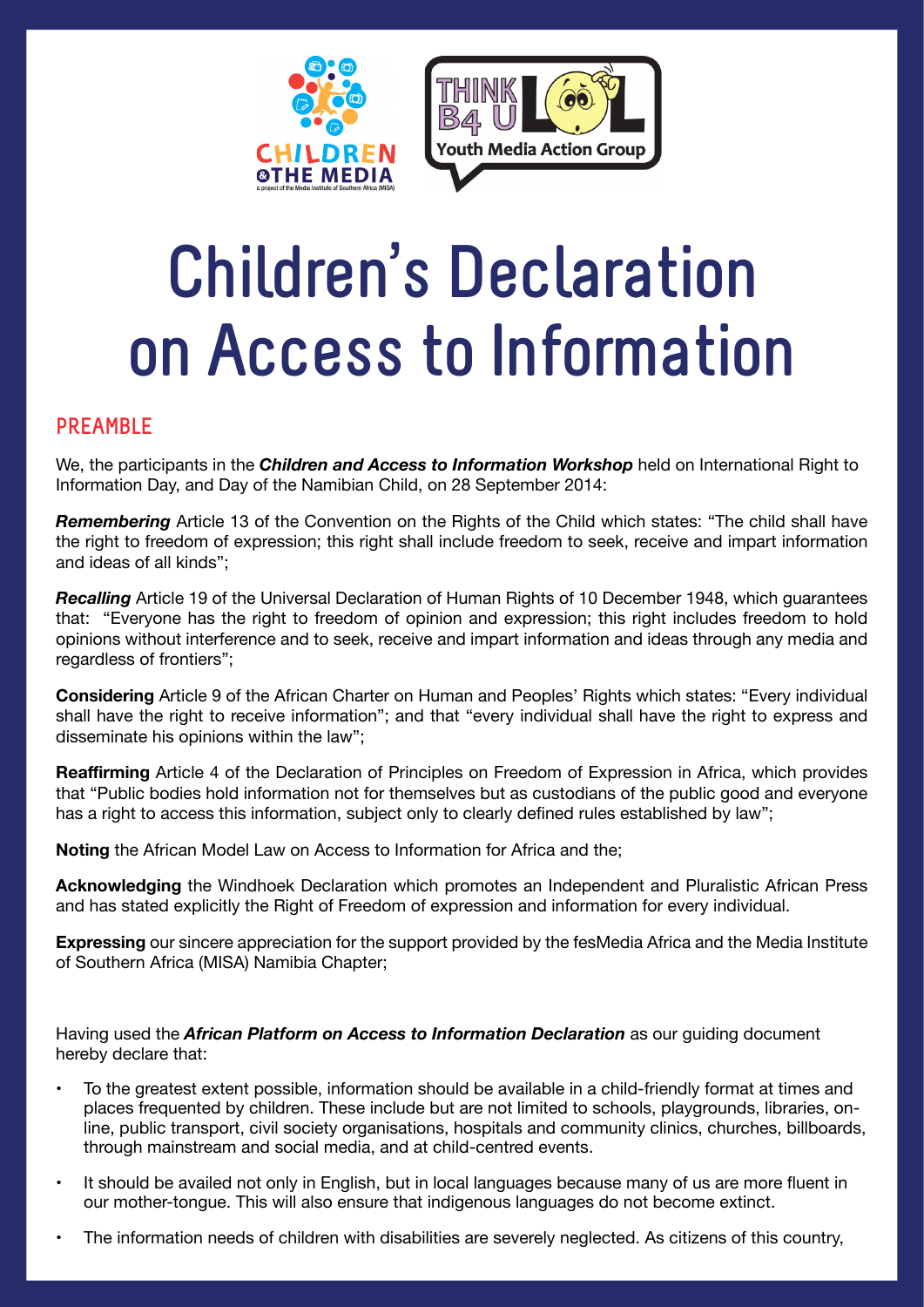# Children's Declaration on Access to Information

## PREAMBLE

We, the participants in the ***Children and Access to Information Workshop*** held on International Right to Information Day, and Day of the Namibian Child, on 28 September 2014:

***Remembering*** Article 13 of the Convention on the Rights of the Child which states: "The child shall have the right to freedom of expression; this right shall include freedom to seek, receive and impart information and ideas of all kinds";

***Recalling*** Article 19 of the Universal Declaration of Human Rights of 10 December 1948, which guarantees that: "Everyone has the right to freedom of opinion and expression; this right includes freedom to hold opinions without interference and to seek, receive and impart information and ideas through any media and regardless of frontiers";

**Considering** Article 9 of the African Charter on Human and Peoples' Rights which states: "Every individual shall have the right to receive information"; and that "every individual shall have the right to express and disseminate his opinions within the law";

**Reaffirming** Article 4 of the Declaration of Principles on Freedom of Expression in Africa, which provides that "Public bodies hold information not for themselves but as custodians of the public good and everyone has a right to access this information, subject only to clearly defined rules established by law";

**Noting** the African Model Law on Access to Information for Africa and the;

**Acknowledging** the Windhoek Declaration which promotes an Independent and Pluralistic African Press and has stated explicitly the Right of Freedom of expression and information for every individual.

**Expressing** our sincere appreciation for the support provided by the fesMedia Africa and the Media Institute of Southern Africa (MISA) Namibia Chapter;

Having used the ***African Platform on Access to Information Declaration*** as our guiding document hereby declare that:

- To the greatest extent possible, information should be available in a child-friendly format at times and places frequented by children. These include but are not limited to schools, playgrounds, libraries, on-line, public transport, civil society organisations, hospitals and community clinics, churches, billboards, through mainstream and social media, and at child-centred events.
- It should be availed not only in English, but in local languages because many of us are more fluent in our mother-tongue. This will also ensure that indigenous languages do not become extinct.
- The information needs of children with disabilities are severely neglected. As citizens of this country,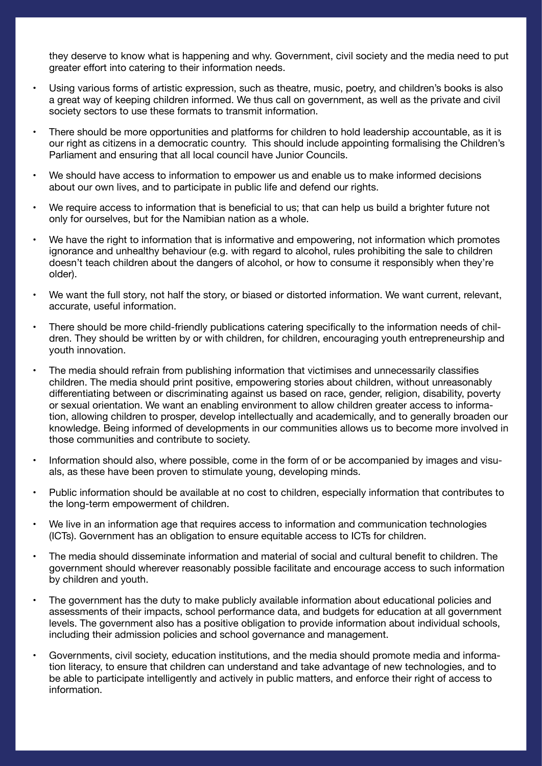they deserve to know what is happening and why. Government, civil society and the media need to put greater effort into catering to their information needs.

- Using various forms of artistic expression, such as theatre, music, poetry, and children's books is also a great way of keeping children informed. We thus call on government, as well as the private and civil society sectors to use these formats to transmit information.
- There should be more opportunities and platforms for children to hold leadership accountable, as it is our right as citizens in a democratic country. This should include appointing formalising the Children's Parliament and ensuring that all local council have Junior Councils.
- We should have access to information to empower us and enable us to make informed decisions about our own lives, and to participate in public life and defend our rights.
- We require access to information that is beneficial to us; that can help us build a brighter future not only for ourselves, but for the Namibian nation as a whole.
- We have the right to information that is informative and empowering, not information which promotes ignorance and unhealthy behaviour (e.g. with regard to alcohol, rules prohibiting the sale to children doesn't teach children about the dangers of alcohol, or how to consume it responsibly when they're older).
- We want the full story, not half the story, or biased or distorted information. We want current, relevant, accurate, useful information.
- There should be more child-friendly publications catering specifically to the information needs of children. They should be written by or with children, for children, encouraging youth entrepreneurship and youth innovation.
- The media should refrain from publishing information that victimises and unnecessarily classifies children. The media should print positive, empowering stories about children, without unreasonably differentiating between or discriminating against us based on race, gender, religion, disability, poverty or sexual orientation. We want an enabling environment to allow children greater access to information, allowing children to prosper, develop intellectually and academically, and to generally broaden our knowledge. Being informed of developments in our communities allows us to become more involved in those communities and contribute to society.
- Information should also, where possible, come in the form of or be accompanied by images and visuals, as these have been proven to stimulate young, developing minds.
- Public information should be available at no cost to children, especially information that contributes to the long-term empowerment of children.
- We live in an information age that requires access to information and communication technologies (ICTs). Government has an obligation to ensure equitable access to ICTs for children.
- The media should disseminate information and material of social and cultural benefit to children. The government should wherever reasonably possible facilitate and encourage access to such information by children and youth.
- The government has the duty to make publicly available information about educational policies and assessments of their impacts, school performance data, and budgets for education at all government levels. The government also has a positive obligation to provide information about individual schools, including their admission policies and school governance and management.
- Governments, civil society, education institutions, and the media should promote media and information literacy, to ensure that children can understand and take advantage of new technologies, and to be able to participate intelligently and actively in public matters, and enforce their right of access to information.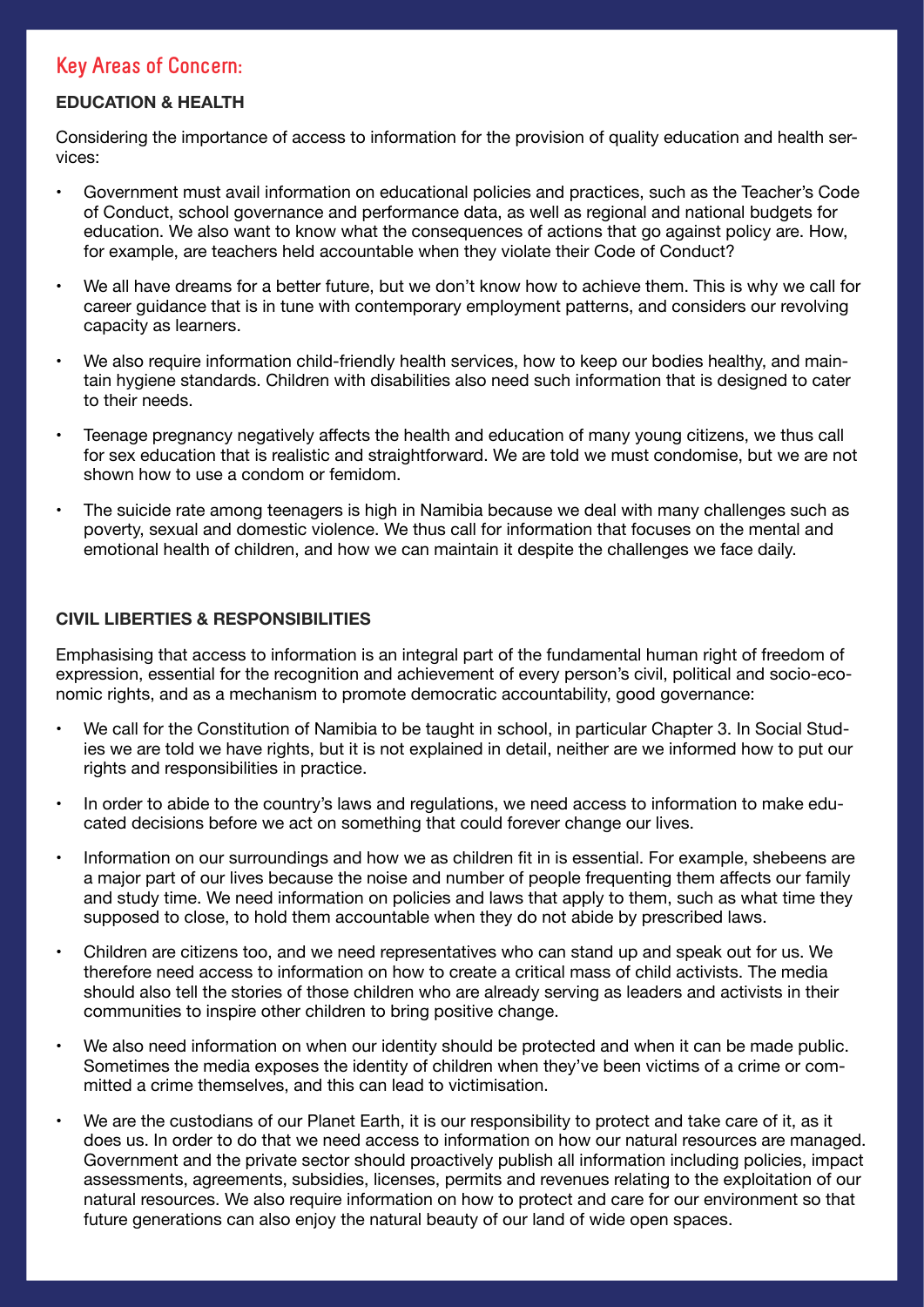## Key Areas of Concern:

### EDUCATION & HEALTH

Considering the importance of access to information for the provision of quality education and health services:

- Government must avail information on educational policies and practices, such as the Teacher's Code of Conduct, school governance and performance data, as well as regional and national budgets for education. We also want to know what the consequences of actions that go against policy are. How, for example, are teachers held accountable when they violate their Code of Conduct?
- We all have dreams for a better future, but we don't know how to achieve them. This is why we call for career guidance that is in tune with contemporary employment patterns, and considers our revolving capacity as learners.
- We also require information child-friendly health services, how to keep our bodies healthy, and maintain hygiene standards. Children with disabilities also need such information that is designed to cater to their needs.
- Teenage pregnancy negatively affects the health and education of many young citizens, we thus call for sex education that is realistic and straightforward. We are told we must condomise, but we are not shown how to use a condom or femidom.
- The suicide rate among teenagers is high in Namibia because we deal with many challenges such as poverty, sexual and domestic violence. We thus call for information that focuses on the mental and emotional health of children, and how we can maintain it despite the challenges we face daily.

### CIVIL LIBERTIES & RESPONSIBILITIES

Emphasising that access to information is an integral part of the fundamental human right of freedom of expression, essential for the recognition and achievement of every person's civil, political and socio-economic rights, and as a mechanism to promote democratic accountability, good governance:

- We call for the Constitution of Namibia to be taught in school, in particular Chapter 3. In Social Studies we are told we have rights, but it is not explained in detail, neither are we informed how to put our rights and responsibilities in practice.
- In order to abide to the country's laws and regulations, we need access to information to make educated decisions before we act on something that could forever change our lives.
- Information on our surroundings and how we as children fit in is essential. For example, shebeens are a major part of our lives because the noise and number of people frequenting them affects our family and study time. We need information on policies and laws that apply to them, such as what time they supposed to close, to hold them accountable when they do not abide by prescribed laws.
- Children are citizens too, and we need representatives who can stand up and speak out for us. We therefore need access to information on how to create a critical mass of child activists. The media should also tell the stories of those children who are already serving as leaders and activists in their communities to inspire other children to bring positive change.
- We also need information on when our identity should be protected and when it can be made public. Sometimes the media exposes the identity of children when they've been victims of a crime or committed a crime themselves, and this can lead to victimisation.
- We are the custodians of our Planet Earth, it is our responsibility to protect and take care of it, as it does us. In order to do that we need access to information on how our natural resources are managed. Government and the private sector should proactively publish all information including policies, impact assessments, agreements, subsidies, licenses, permits and revenues relating to the exploitation of our natural resources. We also require information on how to protect and care for our environment so that future generations can also enjoy the natural beauty of our land of wide open spaces.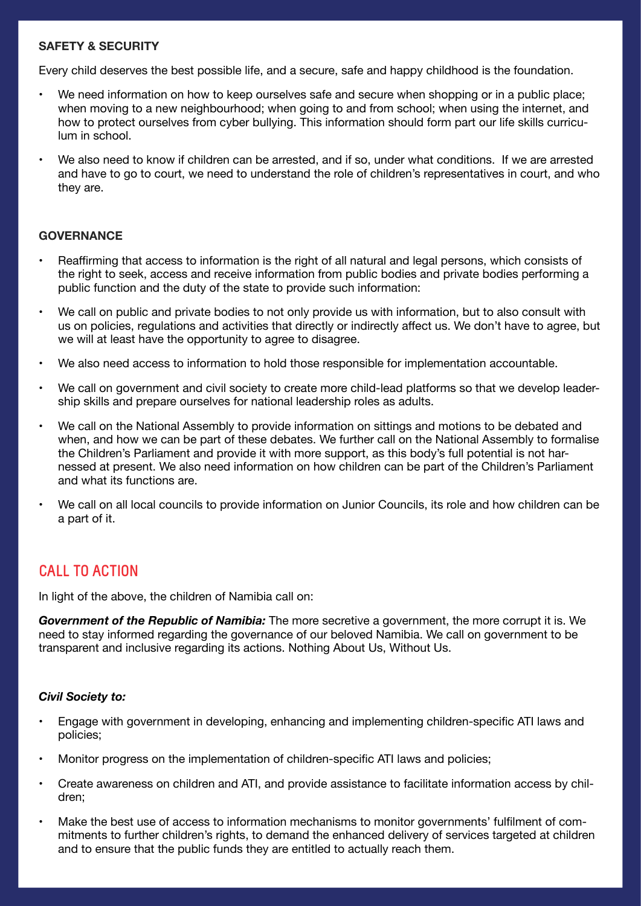### SAFETY & SECURITY

Every child deserves the best possible life, and a secure, safe and happy childhood is the foundation.

- We need information on how to keep ourselves safe and secure when shopping or in a public place; when moving to a new neighbourhood; when going to and from school; when using the internet, and how to protect ourselves from cyber bullying. This information should form part our life skills curriculum in school.
- We also need to know if children can be arrested, and if so, under what conditions. If we are arrested and have to go to court, we need to understand the role of children's representatives in court, and who they are.

### GOVERNANCE

- Reaffirming that access to information is the right of all natural and legal persons, which consists of the right to seek, access and receive information from public bodies and private bodies performing a public function and the duty of the state to provide such information:
- We call on public and private bodies to not only provide us with information, but to also consult with us on policies, regulations and activities that directly or indirectly affect us. We don't have to agree, but we will at least have the opportunity to agree to disagree.
- We also need access to information to hold those responsible for implementation accountable.
- We call on government and civil society to create more child-lead platforms so that we develop leadership skills and prepare ourselves for national leadership roles as adults.
- We call on the National Assembly to provide information on sittings and motions to be debated and when, and how we can be part of these debates. We further call on the National Assembly to formalise the Children's Parliament and provide it with more support, as this body's full potential is not harnessed at present. We also need information on how children can be part of the Children's Parliament and what its functions are.
- We call on all local councils to provide information on Junior Councils, its role and how children can be a part of it.

## CALL TO ACTION

In light of the above, the children of Namibia call on:

***Government of the Republic of Namibia:*** The more secretive a government, the more corrupt it is. We need to stay informed regarding the governance of our beloved Namibia. We call on government to be transparent and inclusive regarding its actions. Nothing About Us, Without Us.

***Civil Society to:***

- Engage with government in developing, enhancing and implementing children-specific ATI laws and policies;
- Monitor progress on the implementation of children-specific ATI laws and policies;
- Create awareness on children and ATI, and provide assistance to facilitate information access by children;
- Make the best use of access to information mechanisms to monitor governments' fulfilment of commitments to further children's rights, to demand the enhanced delivery of services targeted at children and to ensure that the public funds they are entitled to actually reach them.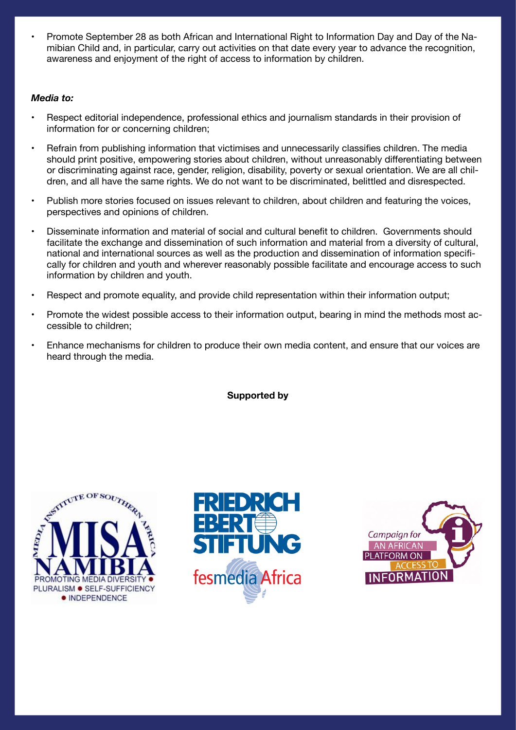- Promote September 28 as both African and International Right to Information Day and Day of the Namibian Child and, in particular, carry out activities on that date every year to advance the recognition, awareness and enjoyment of the right of access to information by children.

***Media to:***

- Respect editorial independence, professional ethics and journalism standards in their provision of information for or concerning children;
- Refrain from publishing information that victimises and unnecessarily classifies children. The media should print positive, empowering stories about children, without unreasonably differentiating between or discriminating against race, gender, religion, disability, poverty or sexual orientation. We are all children, and all have the same rights. We do not want to be discriminated, belittled and disrespected.
- Publish more stories focused on issues relevant to children, about children and featuring the voices, perspectives and opinions of children.
- Disseminate information and material of social and cultural benefit to children. Governments should facilitate the exchange and dissemination of such information and material from a diversity of cultural, national and international sources as well as the production and dissemination of information specifically for children and youth and wherever reasonably possible facilitate and encourage access to such information by children and youth.
- Respect and promote equality, and provide child representation within their information output;
- Promote the widest possible access to their information output, bearing in mind the methods most accessible to children;
- Enhance mechanisms for children to produce their own media content, and ensure that our voices are heard through the media.

**Supported by**

MEDIA INSTITUTE OF SOUTHERN AFRICA
MISA NAMIBIA
PROMOTING MEDIA DIVERSITY • PLURALISM • SELF-SUFFICIENCY • INDEPENDENCE

FRIEDRICH EBERT STIFTUNG
fesmedia Africa

Campaign for AN AFRICAN PLATFORM ON ACCESS TO INFORMATION